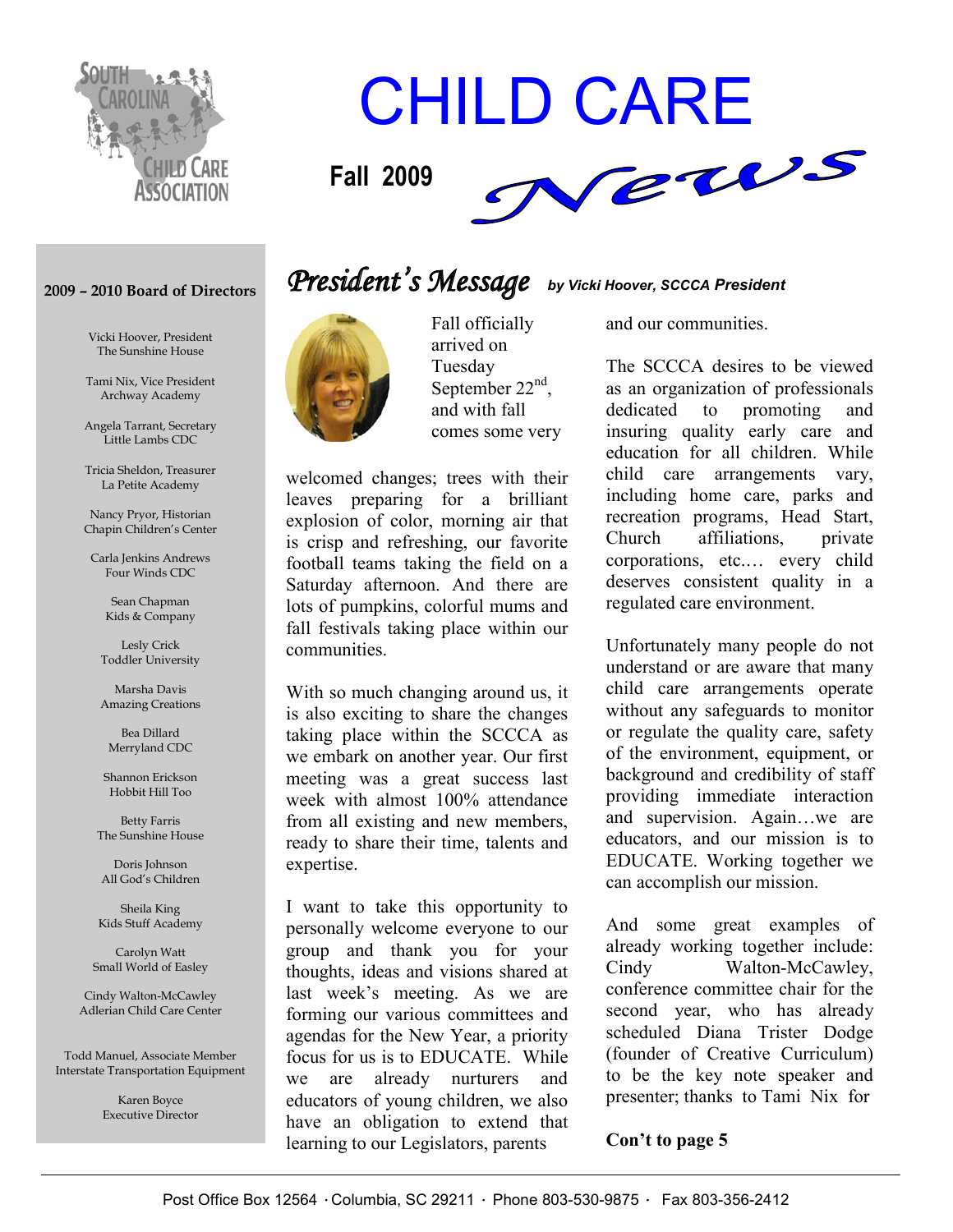# CHILD CARE News

**Fall 2009**

### 2009 – 2010 Board of Directors

Vicki Hoover, President
The Sunshine House

Tami Nix, Vice President
Archway Academy

Angela Tarrant, Secretary
Little Lambs CDC

Tricia Sheldon, Treasurer
La Petite Academy

Nancy Pryor, Historian
Chapin Children's Center

Carla Jenkins Andrews
Four Winds CDC

Sean Chapman
Kids & Company

Lesly Crick
Toddler University

Marsha Davis
Amazing Creations

Bea Dillard
Merryland CDC

Shannon Erickson
Hobbit Hill Too

Betty Farris
The Sunshine House

Doris Johnson
All God's Children

Sheila King
Kids Stuff Academy

Carolyn Watt
Small World of Easley

Cindy Walton-McCawley
Adlerian Child Care Center

Todd Manuel, Associate Member
Interstate Transportation Equipment

Karen Boyce
Executive Director

## *President's Message* *by Vicki Hoover, SCCCA President*

Fall officially arrived on Tuesday September 22nd, and with fall comes some very welcomed changes; trees with their leaves preparing for a brilliant explosion of color, morning air that is crisp and refreshing, our favorite football teams taking the field on a Saturday afternoon. And there are lots of pumpkins, colorful mums and fall festivals taking place within our communities.

With so much changing around us, it is also exciting to share the changes taking place within the SCCCA as we embark on another year. Our first meeting was a great success last week with almost 100% attendance from all existing and new members, ready to share their time, talents and expertise.

I want to take this opportunity to personally welcome everyone to our group and thank you for your thoughts, ideas and visions shared at last week's meeting. As we are forming our various committees and agendas for the New Year, a priority focus for us is to EDUCATE. While we are already nurturers and educators of young children, we also have an obligation to extend that learning to our Legislators, parents and our communities.

The SCCCA desires to be viewed as an organization of professionals dedicated to promoting and insuring quality early care and education for all children. While child care arrangements vary, including home care, parks and recreation programs, Head Start, Church affiliations, private corporations, etc.… every child deserves consistent quality in a regulated care environment.

Unfortunately many people do not understand or are aware that many child care arrangements operate without any safeguards to monitor or regulate the quality care, safety of the environment, equipment, or background and credibility of staff providing immediate interaction and supervision. Again…we are educators, and our mission is to EDUCATE. Working together we can accomplish our mission.

And some great examples of already working together include: Cindy Walton-McCawley, conference committee chair for the second year, who has already scheduled Diana Trister Dodge (founder of Creative Curriculum) to be the key note speaker and presenter; thanks to Tami Nix for

**Con't to page 5**

Post Office Box 12564 · Columbia, SC 29211 · Phone 803-530-9875 · Fax 803-356-2412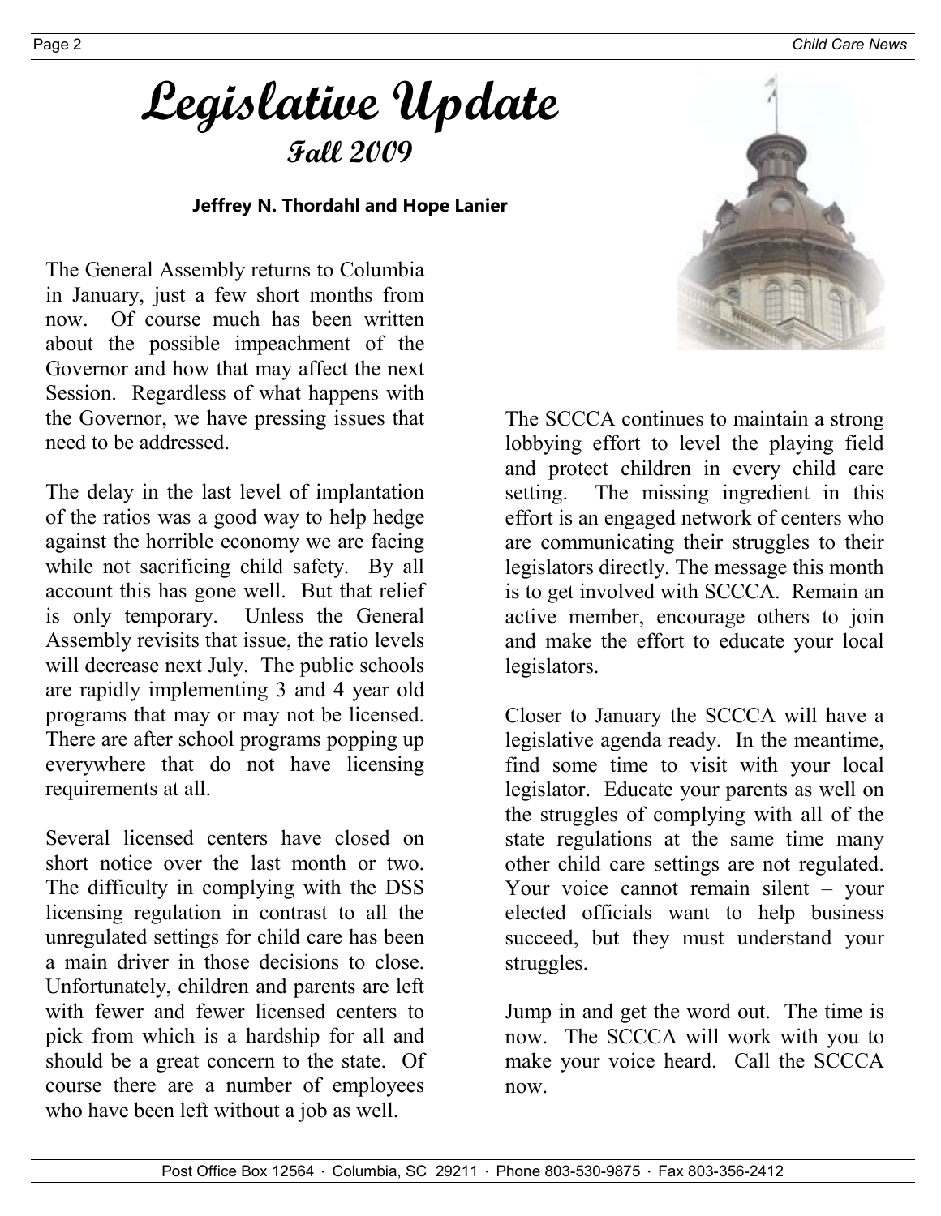# Legislative Update

## Fall 2009

**Jeffrey N. Thordahl and Hope Lanier**

The General Assembly returns to Columbia in January, just a few short months from now. Of course much has been written about the possible impeachment of the Governor and how that may affect the next Session. Regardless of what happens with the Governor, we have pressing issues that need to be addressed.

The delay in the last level of implantation of the ratios was a good way to help hedge against the horrible economy we are facing while not sacrificing child safety. By all account this has gone well. But that relief is only temporary. Unless the General Assembly revisits that issue, the ratio levels will decrease next July. The public schools are rapidly implementing 3 and 4 year old programs that may or may not be licensed. There are after school programs popping up everywhere that do not have licensing requirements at all.

Several licensed centers have closed on short notice over the last month or two. The difficulty in complying with the DSS licensing regulation in contrast to all the unregulated settings for child care has been a main driver in those decisions to close. Unfortunately, children and parents are left with fewer and fewer licensed centers to pick from which is a hardship for all and should be a great concern to the state. Of course there are a number of employees who have been left without a job as well.

The SCCCA continues to maintain a strong lobbying effort to level the playing field and protect children in every child care setting. The missing ingredient in this effort is an engaged network of centers who are communicating their struggles to their legislators directly. The message this month is to get involved with SCCCA. Remain an active member, encourage others to join and make the effort to educate your local legislators.

Closer to January the SCCCA will have a legislative agenda ready. In the meantime, find some time to visit with your local legislator. Educate your parents as well on the struggles of complying with all of the state regulations at the same time many other child care settings are not regulated. Your voice cannot remain silent – your elected officials want to help business succeed, but they must understand your struggles.

Jump in and get the word out. The time is now. The SCCCA will work with you to make your voice heard. Call the SCCCA now.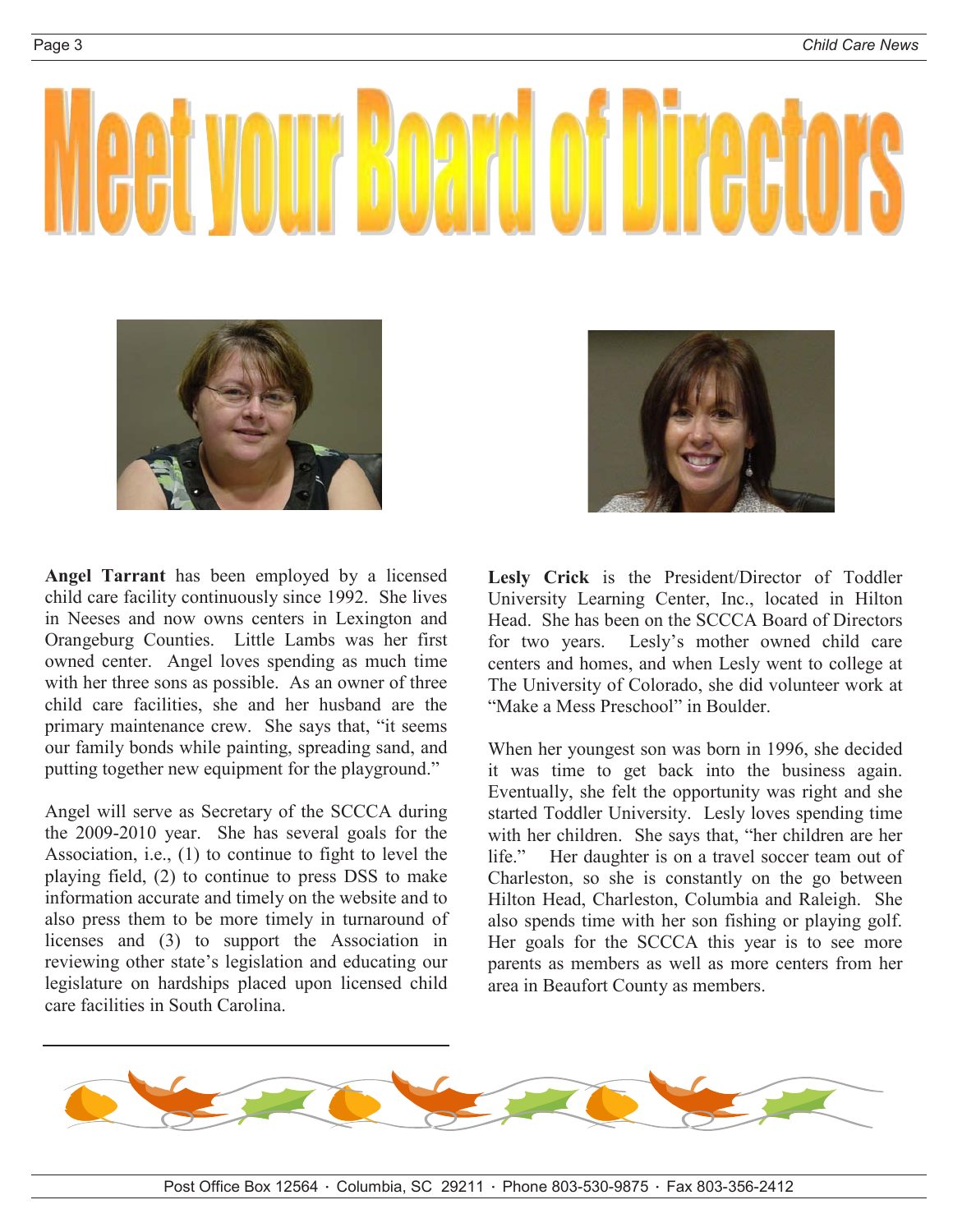# Meet your Board of Directors

**Angel Tarrant** has been employed by a licensed child care facility continuously since 1992. She lives in Neeses and now owns centers in Lexington and Orangeburg Counties. Little Lambs was her first owned center. Angel loves spending as much time with her three sons as possible. As an owner of three child care facilities, she and her husband are the primary maintenance crew. She says that, "it seems our family bonds while painting, spreading sand, and putting together new equipment for the playground."

Angel will serve as Secretary of the SCCCA during the 2009-2010 year. She has several goals for the Association, i.e., (1) to continue to fight to level the playing field, (2) to continue to press DSS to make information accurate and timely on the website and to also press them to be more timely in turnaround of licenses and (3) to support the Association in reviewing other state's legislation and educating our legislature on hardships placed upon licensed child care facilities in South Carolina.

**Lesly Crick** is the President/Director of Toddler University Learning Center, Inc., located in Hilton Head. She has been on the SCCCA Board of Directors for two years. Lesly's mother owned child care centers and homes, and when Lesly went to college at The University of Colorado, she did volunteer work at "Make a Mess Preschool" in Boulder.

When her youngest son was born in 1996, she decided it was time to get back into the business again. Eventually, she felt the opportunity was right and she started Toddler University. Lesly loves spending time with her children. She says that, "her children are her life." Her daughter is on a travel soccer team out of Charleston, so she is constantly on the go between Hilton Head, Charleston, Columbia and Raleigh. She also spends time with her son fishing or playing golf. Her goals for the SCCCA this year is to see more parents as members as well as more centers from her area in Beaufort County as members.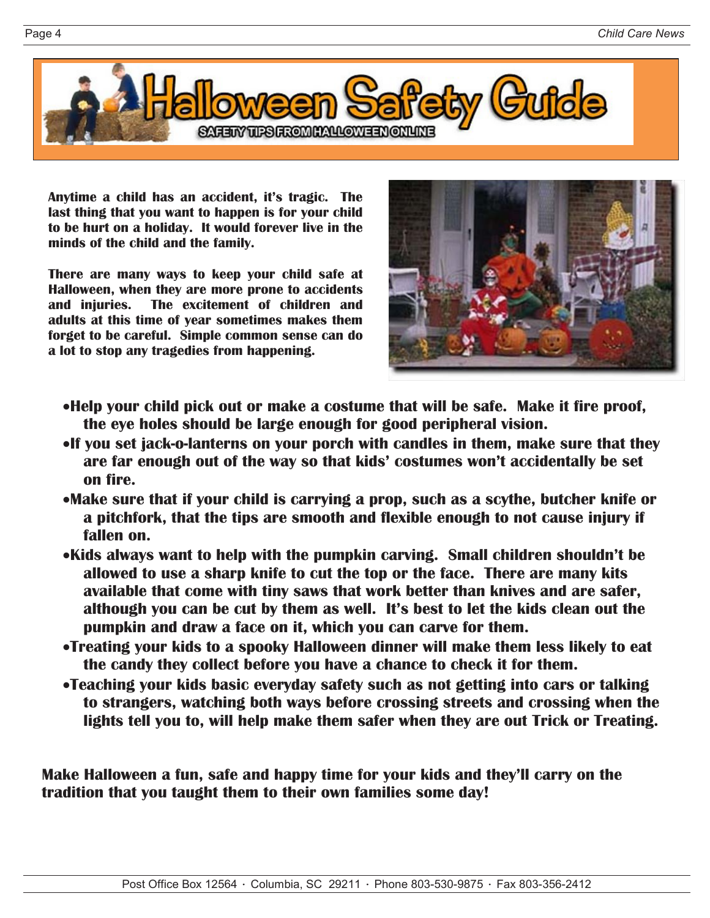# Halloween Safety Guide

SAFETY TIPS FROM HALLOWEEN ONLINE

**Anytime a child has an accident, it's tragic. The last thing that you want to happen is for your child to be hurt on a holiday. It would forever live in the minds of the child and the family.**

**There are many ways to keep your child safe at Halloween, when they are more prone to accidents and injuries. The excitement of children and adults at this time of year sometimes makes them forget to be careful. Simple common sense can do a lot to stop any tragedies from happening.**

- **Help your child pick out or make a costume that will be safe. Make it fire proof, the eye holes should be large enough for good peripheral vision.**
- **If you set jack-o-lanterns on your porch with candles in them, make sure that they are far enough out of the way so that kids' costumes won't accidentally be set on fire.**
- **Make sure that if your child is carrying a prop, such as a scythe, butcher knife or a pitchfork, that the tips are smooth and flexible enough to not cause injury if fallen on.**
- **Kids always want to help with the pumpkin carving. Small children shouldn't be allowed to use a sharp knife to cut the top or the face. There are many kits available that come with tiny saws that work better than knives and are safer, although you can be cut by them as well. It's best to let the kids clean out the pumpkin and draw a face on it, which you can carve for them.**
- **Treating your kids to a spooky Halloween dinner will make them less likely to eat the candy they collect before you have a chance to check it for them.**
- **Teaching your kids basic everyday safety such as not getting into cars or talking to strangers, watching both ways before crossing streets and crossing when the lights tell you to, will help make them safer when they are out Trick or Treating.**

**Make Halloween a fun, safe and happy time for your kids and they'll carry on the tradition that you taught them to their own families some day!**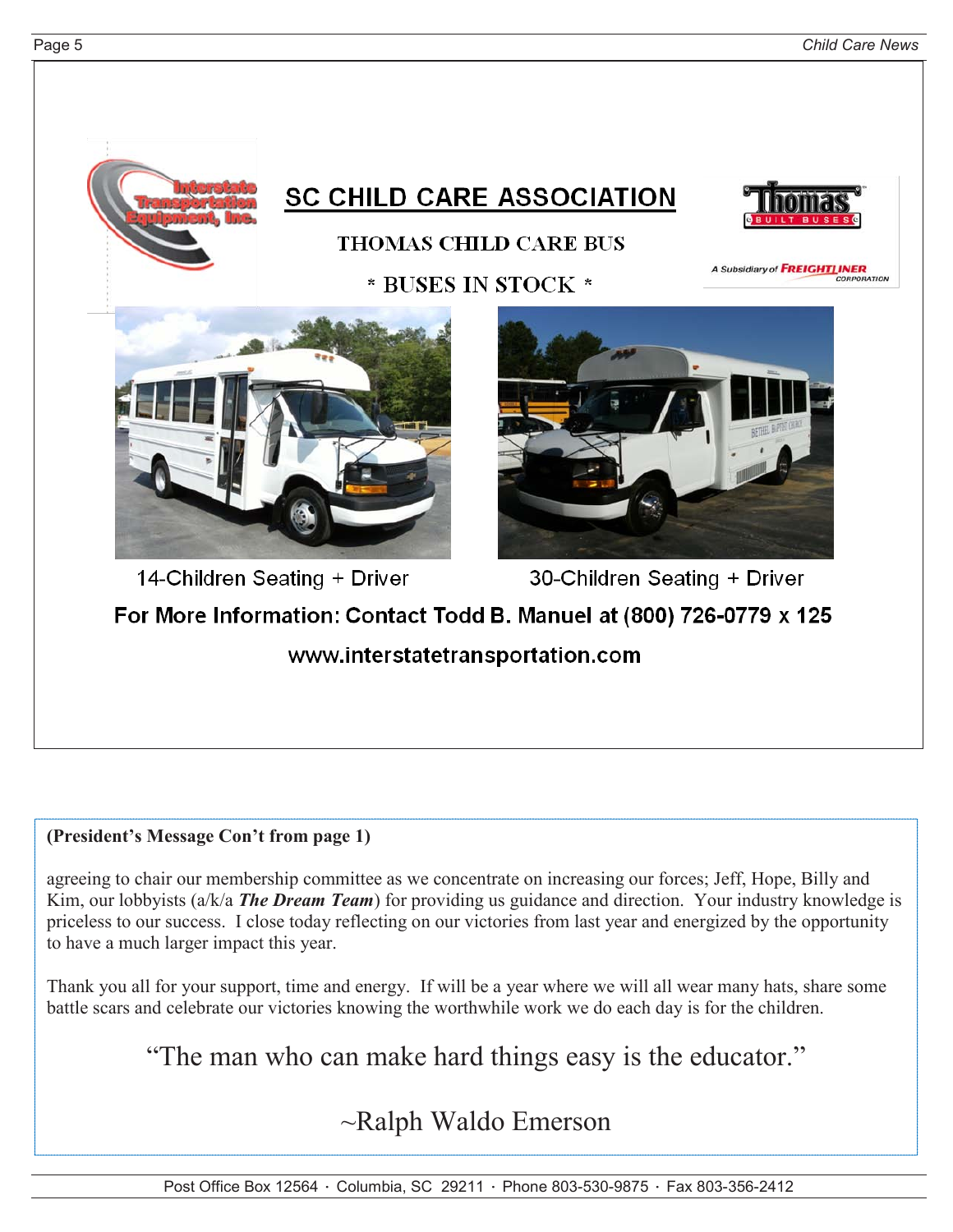Interstate Transportation Equipment, Inc.

## SC CHILD CARE ASSOCIATION

THOMAS CHILD CARE BUS

\* BUSES IN STOCK \*

Thomas BUILT BUSES

A Subsidiary of FREIGHTLINER CORPORATION

14-Children Seating + Driver

30-Children Seating + Driver

**For More Information: Contact Todd B. Manuel at (800) 726-0779 x 125**

**www.interstatetransportation.com**

---

**(President's Message Con't from page 1)**

agreeing to chair our membership committee as we concentrate on increasing our forces; Jeff, Hope, Billy and Kim, our lobbyists (a/k/a ***The Dream Team***) for providing us guidance and direction. Your industry knowledge is priceless to our success. I close today reflecting on our victories from last year and energized by the opportunity to have a much larger impact this year.

Thank you all for your support, time and energy. If will be a year where we will all wear many hats, share some battle scars and celebrate our victories knowing the worthwhile work we do each day is for the children.

"The man who can make hard things easy is the educator."

~Ralph Waldo Emerson

Post Office Box 12564 · Columbia, SC 29211 · Phone 803-530-9875 · Fax 803-356-2412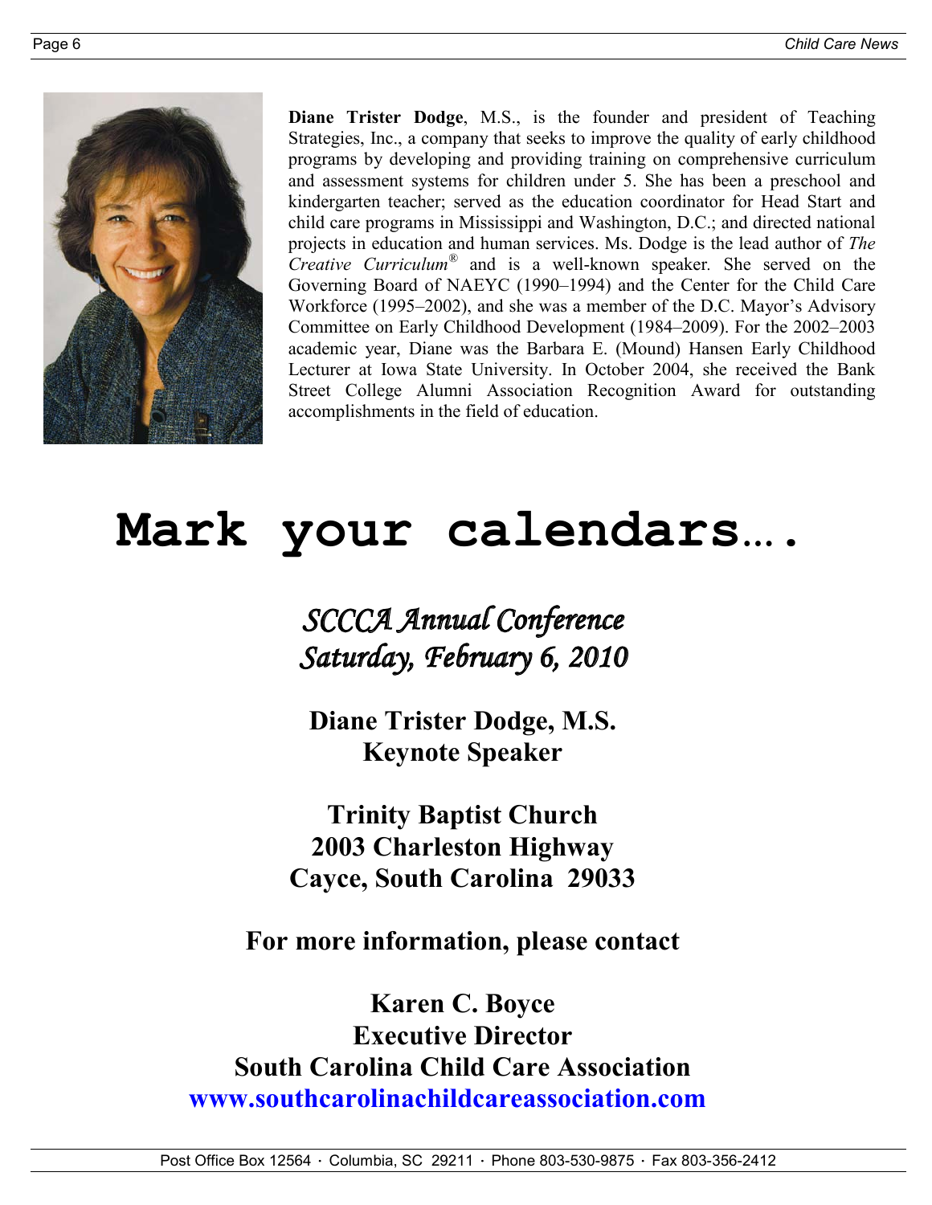**Diane Trister Dodge**, M.S., is the founder and president of Teaching Strategies, Inc., a company that seeks to improve the quality of early childhood programs by developing and providing training on comprehensive curriculum and assessment systems for children under 5. She has been a preschool and kindergarten teacher; served as the education coordinator for Head Start and child care programs in Mississippi and Washington, D.C.; and directed national projects in education and human services. Ms. Dodge is the lead author of *The Creative Curriculum®* and is a well-known speaker. She served on the Governing Board of NAEYC (1990–1994) and the Center for the Child Care Workforce (1995–2002), and she was a member of the D.C. Mayor's Advisory Committee on Early Childhood Development (1984–2009). For the 2002–2003 academic year, Diane was the Barbara E. (Mound) Hansen Early Childhood Lecturer at Iowa State University. In October 2004, she received the Bank Street College Alumni Association Recognition Award for outstanding accomplishments in the field of education.

# Mark your calendars….

*SCCCA Annual Conference*
*Saturday, February 6, 2010*

**Diane Trister Dodge, M.S.**
**Keynote Speaker**

**Trinity Baptist Church**
**2003 Charleston Highway**
**Cayce, South Carolina 29033**

**For more information, please contact**

**Karen C. Boyce**
**Executive Director**
**South Carolina Child Care Association**
**www.southcarolinachildcareassociation.com**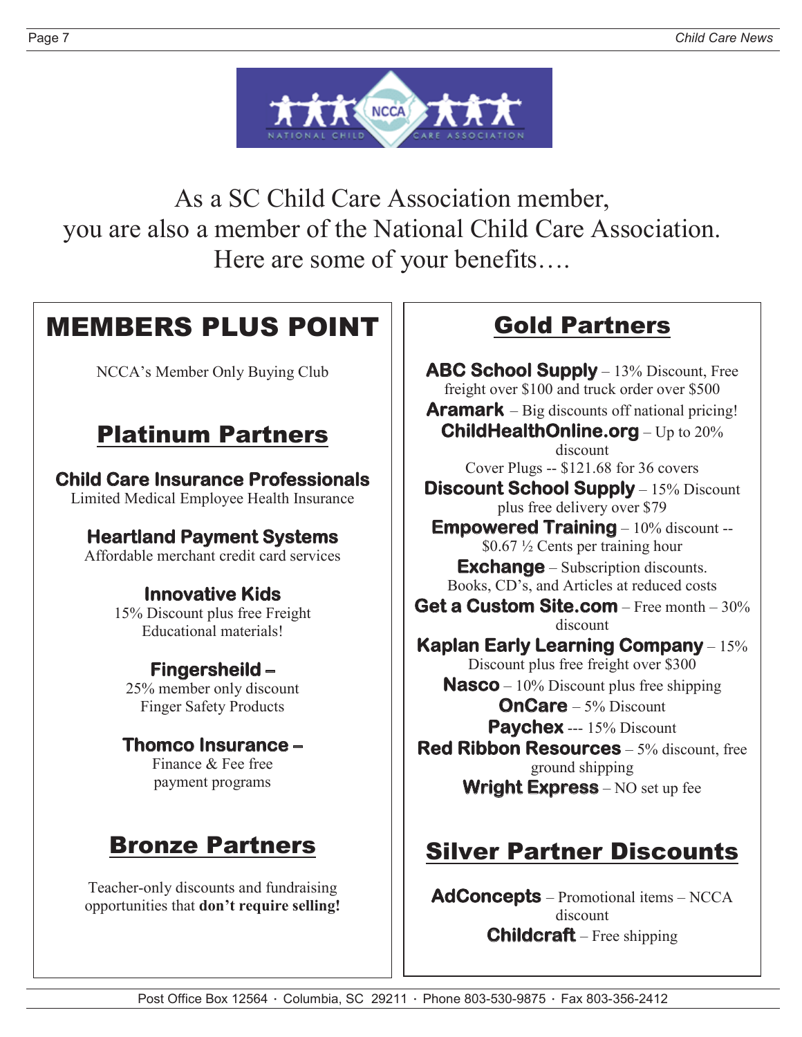As a SC Child Care Association member, you are also a member of the National Child Care Association. Here are some of your benefits….

# MEMBERS PLUS POINT

NCCA's Member Only Buying Club

## Platinum Partners

**Child Care Insurance Professionals**
Limited Medical Employee Health Insurance

**Heartland Payment Systems**
Affordable merchant credit card services

**Innovative Kids**
15% Discount plus free Freight
Educational materials!

**Fingersheild –**
25% member only discount
Finger Safety Products

**Thomco Insurance –**
Finance & Fee free
payment programs

## Bronze Partners

Teacher-only discounts and fundraising opportunities that **don't require selling!**

## Gold Partners

**ABC School Supply** – 13% Discount, Free freight over $100 and truck order over $500

**Aramark** – Big discounts off national pricing!

**ChildHealthOnline.org** – Up to 20% discount

Cover Plugs -- $121.68 for 36 covers

**Discount School Supply** – 15% Discount plus free delivery over $79

**Empowered Training** – 10% discount -- $0.67 ½ Cents per training hour

**Exchange** – Subscription discounts. Books, CD's, and Articles at reduced costs

**Get a Custom Site.com** – Free month – 30% discount

**Kaplan Early Learning Company** – 15% Discount plus free freight over $300

**Nasco** – 10% Discount plus free shipping

**OnCare** – 5% Discount

**Paychex** --- 15% Discount

**Red Ribbon Resources** – 5% discount, free ground shipping

**Wright Express** – NO set up fee

## Silver Partner Discounts

**AdConcepts** – Promotional items – NCCA discount

**Childcraft** – Free shipping

Post Office Box 12564 · Columbia, SC 29211 · Phone 803-530-9875 · Fax 803-356-2412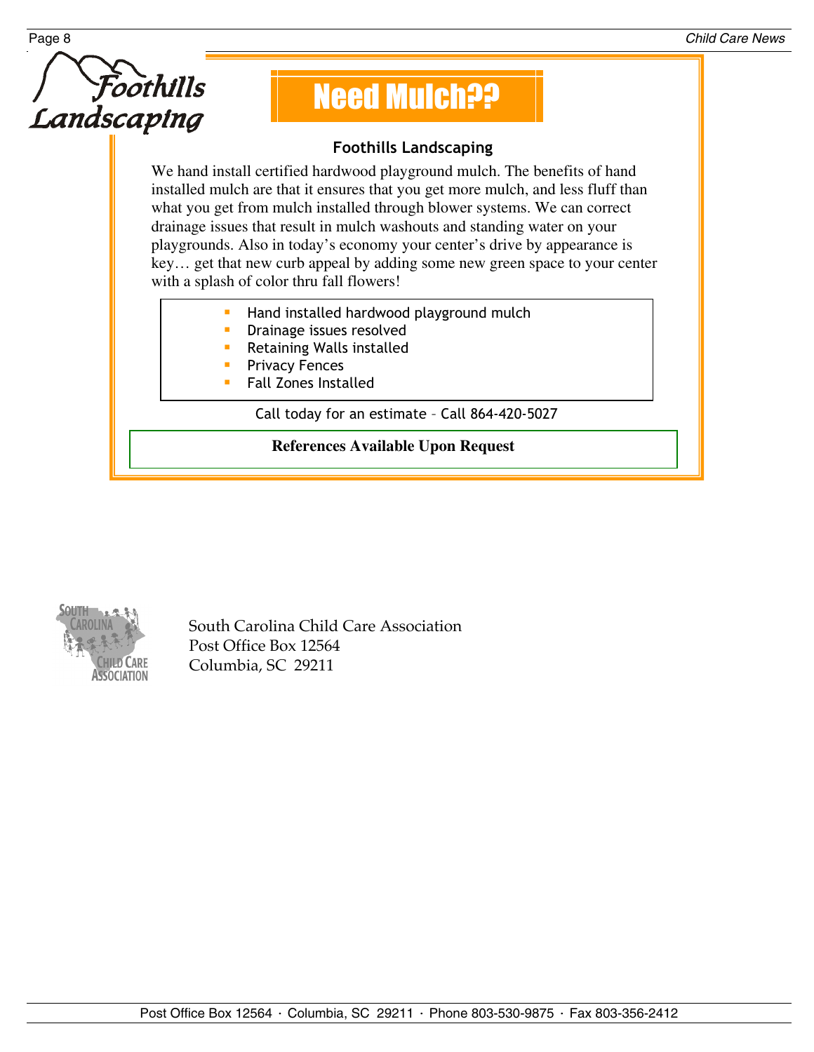Foothills Landscaping

# Need Mulch??

**Foothills Landscaping**

We hand install certified hardwood playground mulch. The benefits of hand installed mulch are that it ensures that you get more mulch, and less fluff than what you get from mulch installed through blower systems. We can correct drainage issues that result in mulch washouts and standing water on your playgrounds. Also in today's economy your center's drive by appearance is key… get that new curb appeal by adding some new green space to your center with a splash of color thru fall flowers!

- Hand installed hardwood playground mulch
- Drainage issues resolved
- Retaining Walls installed
- Privacy Fences
- Fall Zones Installed

Call today for an estimate – Call 864-420-5027

**References Available Upon Request**

South Carolina Child Care Association
Post Office Box 12564
Columbia, SC 29211

Post Office Box 12564 · Columbia, SC 29211 · Phone 803-530-9875 · Fax 803-356-2412